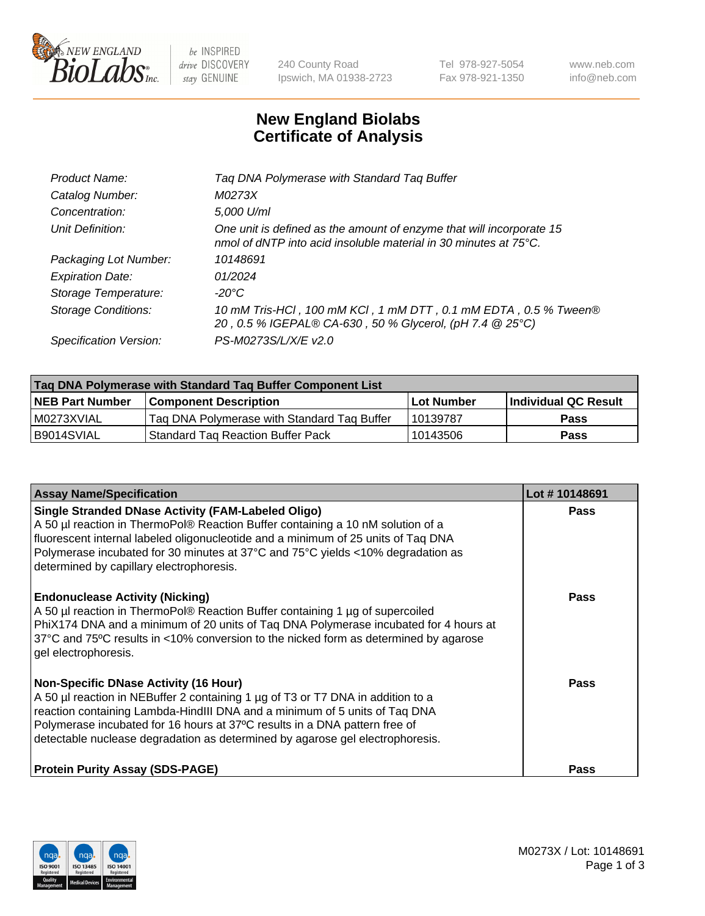240 County Road
Ipswich, MA 01938-2723

Tel 978-927-5054
Fax 978-921-1350

www.neb.com
info@neb.com

# New England Biolabs
# Certificate of Analysis

| | |
|---|---|
| *Product Name:* | *Taq DNA Polymerase with Standard Taq Buffer* |
| *Catalog Number:* | *M0273X* |
| *Concentration:* | *5,000 U/ml* |
| *Unit Definition:* | *One unit is defined as the amount of enzyme that will incorporate 15 nmol of dNTP into acid insoluble material in 30 minutes at 75°C.* |
| *Packaging Lot Number:* | *10148691* |
| *Expiration Date:* | *01/2024* |
| *Storage Temperature:* | *-20°C* |
| *Storage Conditions:* | *10 mM Tris-HCl , 100 mM KCl , 1 mM DTT , 0.1 mM EDTA , 0.5 % Tween® 20 , 0.5 % IGEPAL® CA-630 , 50 % Glycerol, (pH 7.4 @ 25°C)* |
| *Specification Version:* | *PS-M0273S/L/X/E v2.0* |

| Taq DNA Polymerase with Standard Taq Buffer Component List | | | |
|---|---|---|---|
| **NEB Part Number** | **Component Description** | **Lot Number** | **Individual QC Result** |
| M0273XVIAL | Taq DNA Polymerase with Standard Taq Buffer | 10139787 | **Pass** |
| B9014SVIAL | Standard Taq Reaction Buffer Pack | 10143506 | **Pass** |

| Assay Name/Specification | Lot # 10148691 |
|---|---|
| **Single Stranded DNase Activity (FAM-Labeled Oligo)**<br>A 50 µl reaction in ThermoPol® Reaction Buffer containing a 10 nM solution of a fluorescent internal labeled oligonucleotide and a minimum of 25 units of Taq DNA Polymerase incubated for 30 minutes at 37°C and 75°C yields <10% degradation as determined by capillary electrophoresis. | **Pass** |
| **Endonuclease Activity (Nicking)**<br>A 50 µl reaction in ThermoPol® Reaction Buffer containing 1 µg of supercoiled PhiX174 DNA and a minimum of 20 units of Taq DNA Polymerase incubated for 4 hours at 37°C and 75ºC results in <10% conversion to the nicked form as determined by agarose gel electrophoresis. | **Pass** |
| **Non-Specific DNase Activity (16 Hour)**<br>A 50 µl reaction in NEBuffer 2 containing 1 µg of T3 or T7 DNA in addition to a reaction containing Lambda-HindIII DNA and a minimum of 5 units of Taq DNA Polymerase incubated for 16 hours at 37ºC results in a DNA pattern free of detectable nuclease degradation as determined by agarose gel electrophoresis. | **Pass** |
| **Protein Purity Assay (SDS-PAGE)** | **Pass** |

M0273X / Lot: 10148691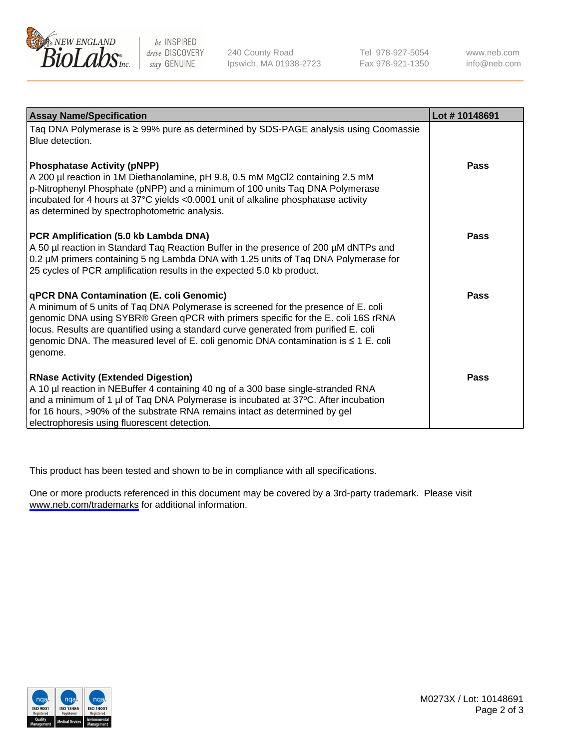| Assay Name/Specification | Lot # 10148691 |
|---|---|
| Taq DNA Polymerase is ≥ 99% pure as determined by SDS-PAGE analysis using Coomassie Blue detection. | |
| **Phosphatase Activity (pNPP)**<br>A 200 µl reaction in 1M Diethanolamine, pH 9.8, 0.5 mM $MgCl_2$ containing 2.5 mM p-Nitrophenyl Phosphate (pNPP) and a minimum of 100 units Taq DNA Polymerase incubated for 4 hours at 37°C yields <0.0001 unit of alkaline phosphatase activity as determined by spectrophotometric analysis. | **Pass** |
| **PCR Amplification (5.0 kb Lambda DNA)**<br>A 50 µl reaction in Standard Taq Reaction Buffer in the presence of 200 µM dNTPs and 0.2 µM primers containing 5 ng Lambda DNA with 1.25 units of Taq DNA Polymerase for 25 cycles of PCR amplification results in the expected 5.0 kb product. | **Pass** |
| **qPCR DNA Contamination (E. coli Genomic)**<br>A minimum of 5 units of Taq DNA Polymerase is screened for the presence of E. coli genomic DNA using SYBR® Green qPCR with primers specific for the E. coli 16S rRNA locus. Results are quantified using a standard curve generated from purified E. coli genomic DNA. The measured level of E. coli genomic DNA contamination is ≤ 1 E. coli genome. | **Pass** |
| **RNase Activity (Extended Digestion)**<br>A 10 µl reaction in NEBuffer 4 containing 40 ng of a 300 base single-stranded RNA and a minimum of 1 µl of Taq DNA Polymerase is incubated at 37ºC. After incubation for 16 hours, >90% of the substrate RNA remains intact as determined by gel electrophoresis using fluorescent detection. | **Pass** |

This product has been tested and shown to be in compliance with all specifications.

One or more products referenced in this document may be covered by a 3rd-party trademark. Please visit www.neb.com/trademarks for additional information.

M0273X / Lot: 10148691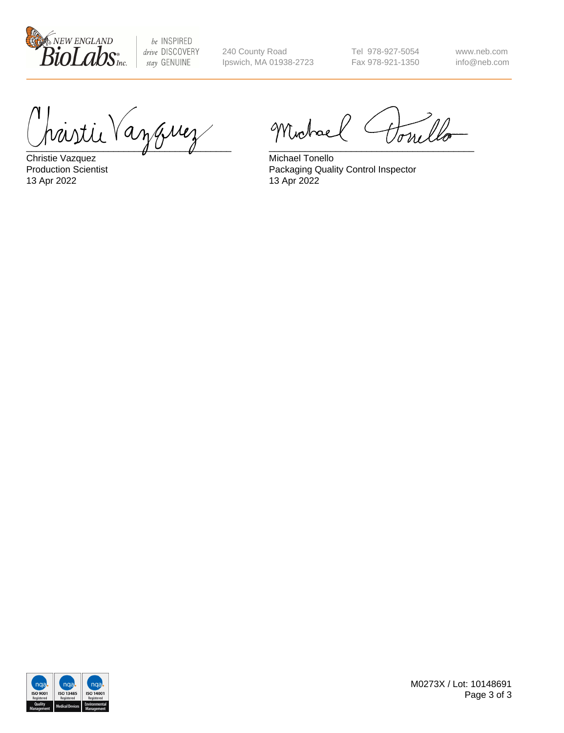Christie Vazquez
Production Scientist
13 Apr 2022

Michael Tonello
Packaging Quality Control Inspector
13 Apr 2022

M0273X / Lot: 10148691